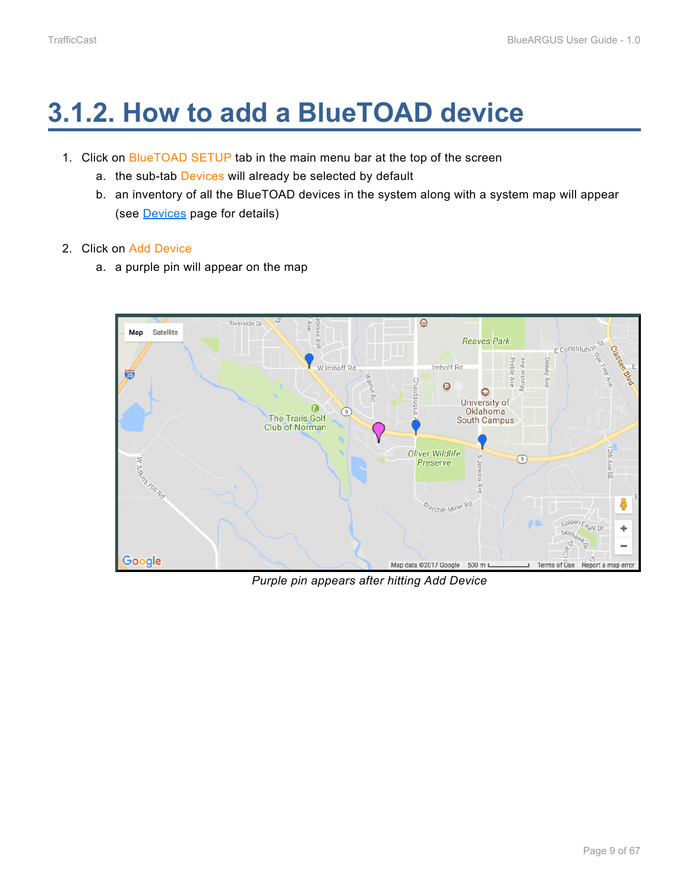# 3.1.2. How to add a BlueTOAD device

1. Click on BlueTOAD SETUP tab in the main menu bar at the top of the screen
   a. the sub-tab Devices will already be selected by default
   b. an inventory of all the BlueTOAD devices in the system along with a system map will appear (see Devices page for details)

2. Click on Add Device
   a. a purple pin will appear on the map

*Purple pin appears after hitting Add Device*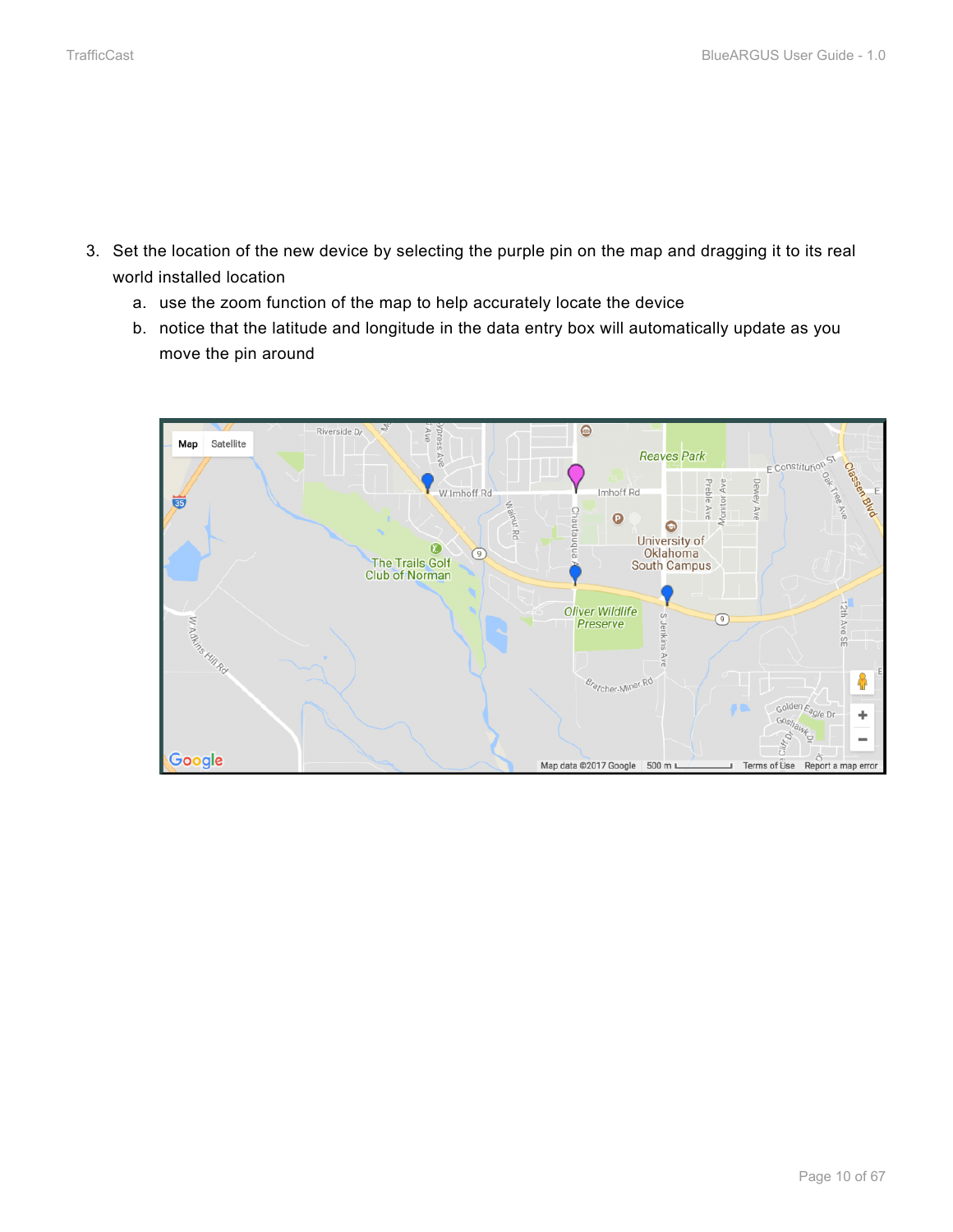3. Set the location of the new device by selecting the purple pin on the map and dragging it to its real world installed location
    a. use the zoom function of the map to help accurately locate the device
    b. notice that the latitude and longitude in the data entry box will automatically update as you move the pin around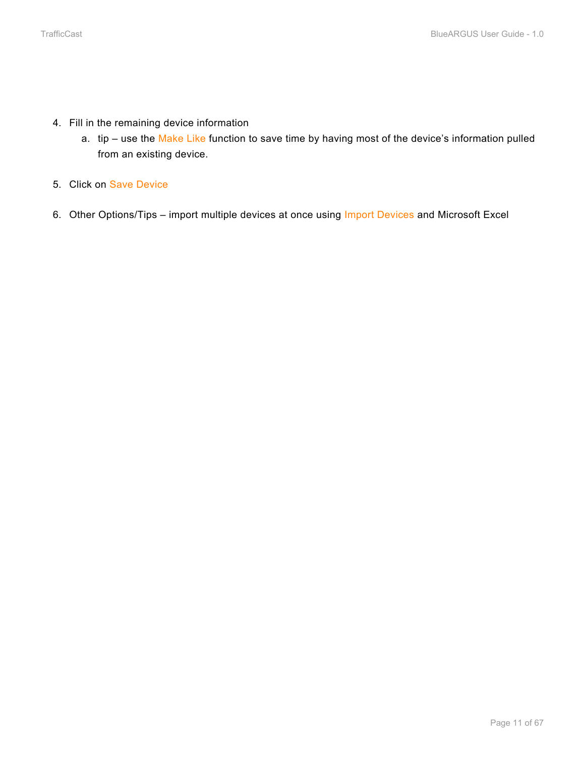4. Fill in the remaining device information
    a. tip – use the Make Like function to save time by having most of the device's information pulled from an existing device.

5. Click on Save Device

6. Other Options/Tips – import multiple devices at once using Import Devices and Microsoft Excel